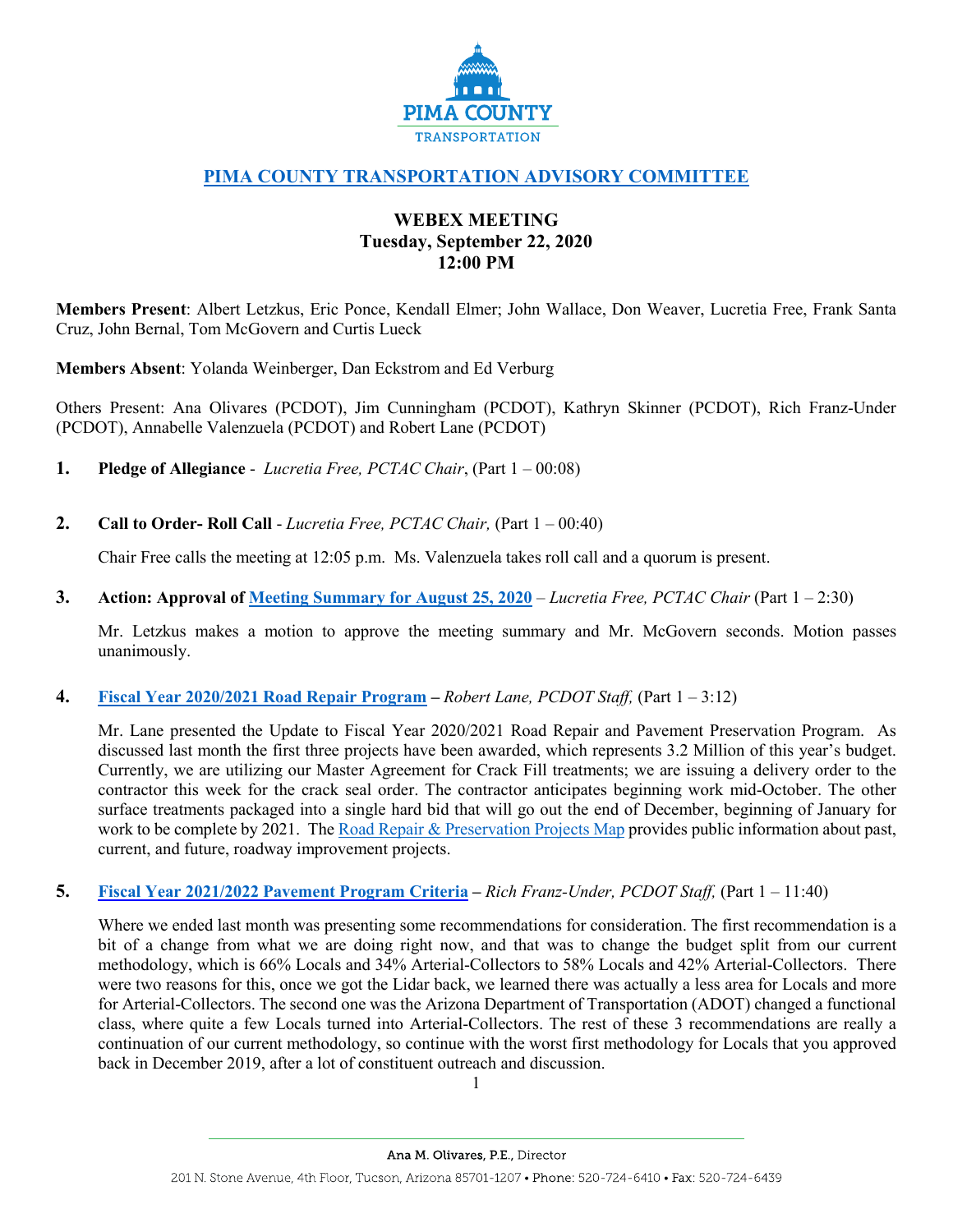# PIMA COUNTY TRANSPORTATION ADVISORY COMMITTEE

## WEBEX MEETING
## Tuesday, September 22, 2020
## 12:00 PM

**Members Present**: Albert Letzkus, Eric Ponce, Kendall Elmer; John Wallace, Don Weaver, Lucretia Free, Frank Santa Cruz, John Bernal, Tom McGovern and Curtis Lueck

**Members Absent**: Yolanda Weinberger, Dan Eckstrom and Ed Verburg

Others Present: Ana Olivares (PCDOT), Jim Cunningham (PCDOT), Kathryn Skinner (PCDOT), Rich Franz-Under (PCDOT), Annabelle Valenzuela (PCDOT) and Robert Lane (PCDOT)

1. **Pledge of Allegiance** - *Lucretia Free, PCTAC Chair*, (Part 1 – 00:08)

2. **Call to Order- Roll Call** - *Lucretia Free, PCTAC Chair,* (Part 1 – 00:40)

   Chair Free calls the meeting at 12:05 p.m. Ms. Valenzuela takes roll call and a quorum is present.

3. **Action: Approval of Meeting Summary for August 25, 2020** – *Lucretia Free, PCTAC Chair* (Part 1 – 2:30)

   Mr. Letzkus makes a motion to approve the meeting summary and Mr. McGovern seconds. Motion passes unanimously.

4. **Fiscal Year 2020/2021 Road Repair Program** – *Robert Lane, PCDOT Staff,* (Part 1 – 3:12)

   Mr. Lane presented the Update to Fiscal Year 2020/2021 Road Repair and Pavement Preservation Program. As discussed last month the first three projects have been awarded, which represents 3.2 Million of this year's budget. Currently, we are utilizing our Master Agreement for Crack Fill treatments; we are issuing a delivery order to the contractor this week for the crack seal order. The contractor anticipates beginning work mid-October. The other surface treatments packaged into a single hard bid that will go out the end of December, beginning of January for work to be complete by 2021. The Road Repair & Preservation Projects Map provides public information about past, current, and future, roadway improvement projects.

5. **Fiscal Year 2021/2022 Pavement Program Criteria** – *Rich Franz-Under, PCDOT Staff,* (Part 1 – 11:40)

   Where we ended last month was presenting some recommendations for consideration. The first recommendation is a bit of a change from what we are doing right now, and that was to change the budget split from our current methodology, which is 66% Locals and 34% Arterial-Collectors to 58% Locals and 42% Arterial-Collectors. There were two reasons for this, once we got the Lidar back, we learned there was actually a less area for Locals and more for Arterial-Collectors. The second one was the Arizona Department of Transportation (ADOT) changed a functional class, where quite a few Locals turned into Arterial-Collectors. The rest of these 3 recommendations are really a continuation of our current methodology, so continue with the worst first methodology for Locals that you approved back in December 2019, after a lot of constituent outreach and discussion.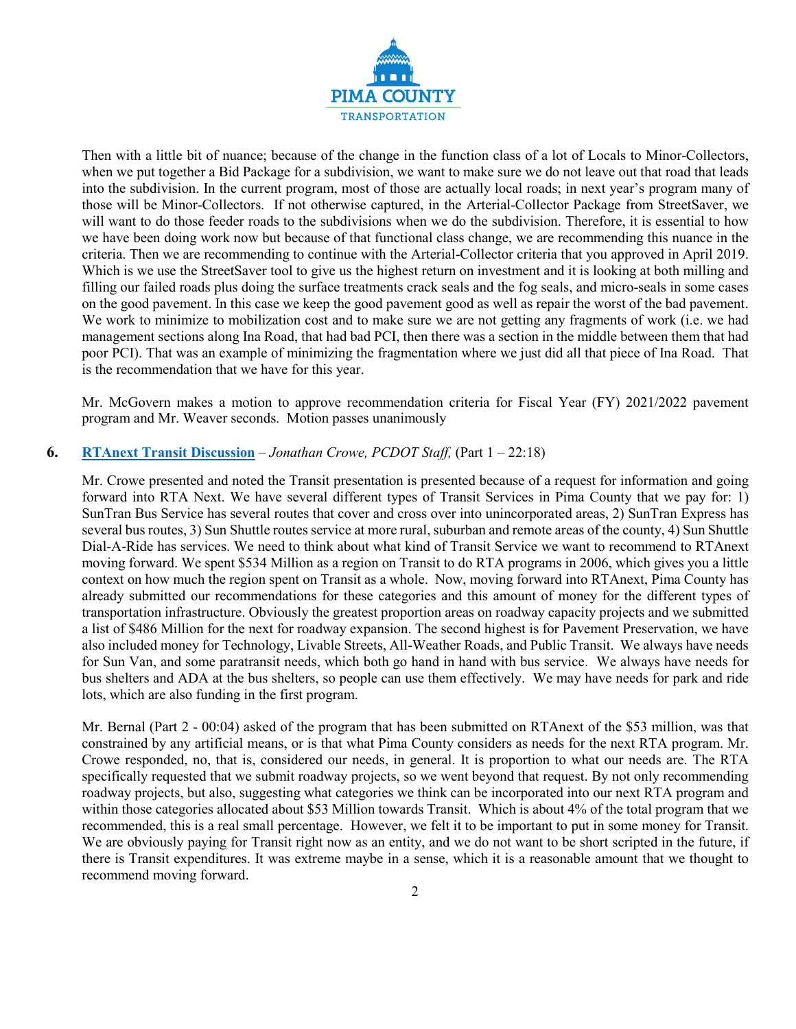Then with a little bit of nuance; because of the change in the function class of a lot of Locals to Minor-Collectors, when we put together a Bid Package for a subdivision, we want to make sure we do not leave out that road that leads into the subdivision. In the current program, most of those are actually local roads; in next year's program many of those will be Minor-Collectors. If not otherwise captured, in the Arterial-Collector Package from StreetSaver, we will want to do those feeder roads to the subdivisions when we do the subdivision. Therefore, it is essential to how we have been doing work now but because of that functional class change, we are recommending this nuance in the criteria. Then we are recommending to continue with the Arterial-Collector criteria that you approved in April 2019. Which is we use the StreetSaver tool to give us the highest return on investment and it is looking at both milling and filling our failed roads plus doing the surface treatments crack seals and the fog seals, and micro-seals in some cases on the good pavement. In this case we keep the good pavement good as well as repair the worst of the bad pavement. We work to minimize to mobilization cost and to make sure we are not getting any fragments of work (i.e. we had management sections along Ina Road, that had bad PCI, then there was a section in the middle between them that had poor PCI). That was an example of minimizing the fragmentation where we just did all that piece of Ina Road. That is the recommendation that we have for this year.

Mr. McGovern makes a motion to approve recommendation criteria for Fiscal Year (FY) 2021/2022 pavement program and Mr. Weaver seconds. Motion passes unanimously

**6. RTAnext Transit Discussion** – *Jonathan Crowe, PCDOT Staff,* (Part 1 – 22:18)

Mr. Crowe presented and noted the Transit presentation is presented because of a request for information and going forward into RTA Next. We have several different types of Transit Services in Pima County that we pay for: 1) SunTran Bus Service has several routes that cover and cross over into unincorporated areas, 2) SunTran Express has several bus routes, 3) Sun Shuttle routes service at more rural, suburban and remote areas of the county, 4) Sun Shuttle Dial-A-Ride has services. We need to think about what kind of Transit Service we want to recommend to RTAnext moving forward. We spent $534 Million as a region on Transit to do RTA programs in 2006, which gives you a little context on how much the region spent on Transit as a whole. Now, moving forward into RTAnext, Pima County has already submitted our recommendations for these categories and this amount of money for the different types of transportation infrastructure. Obviously the greatest proportion areas on roadway capacity projects and we submitted a list of $486 Million for the next for roadway expansion. The second highest is for Pavement Preservation, we have also included money for Technology, Livable Streets, All-Weather Roads, and Public Transit. We always have needs for Sun Van, and some paratransit needs, which both go hand in hand with bus service. We always have needs for bus shelters and ADA at the bus shelters, so people can use them effectively. We may have needs for park and ride lots, which are also funding in the first program.

Mr. Bernal (Part 2 - 00:04) asked of the program that has been submitted on RTAnext of the $53 million, was that constrained by any artificial means, or is that what Pima County considers as needs for the next RTA program. Mr. Crowe responded, no, that is, considered our needs, in general. It is proportion to what our needs are. The RTA specifically requested that we submit roadway projects, so we went beyond that request. By not only recommending roadway projects, but also, suggesting what categories we think can be incorporated into our next RTA program and within those categories allocated about $53 Million towards Transit. Which is about 4% of the total program that we recommended, this is a real small percentage. However, we felt it to be important to put in some money for Transit. We are obviously paying for Transit right now as an entity, and we do not want to be short scripted in the future, if there is Transit expenditures. It was extreme maybe in a sense, which it is a reasonable amount that we thought to recommend moving forward.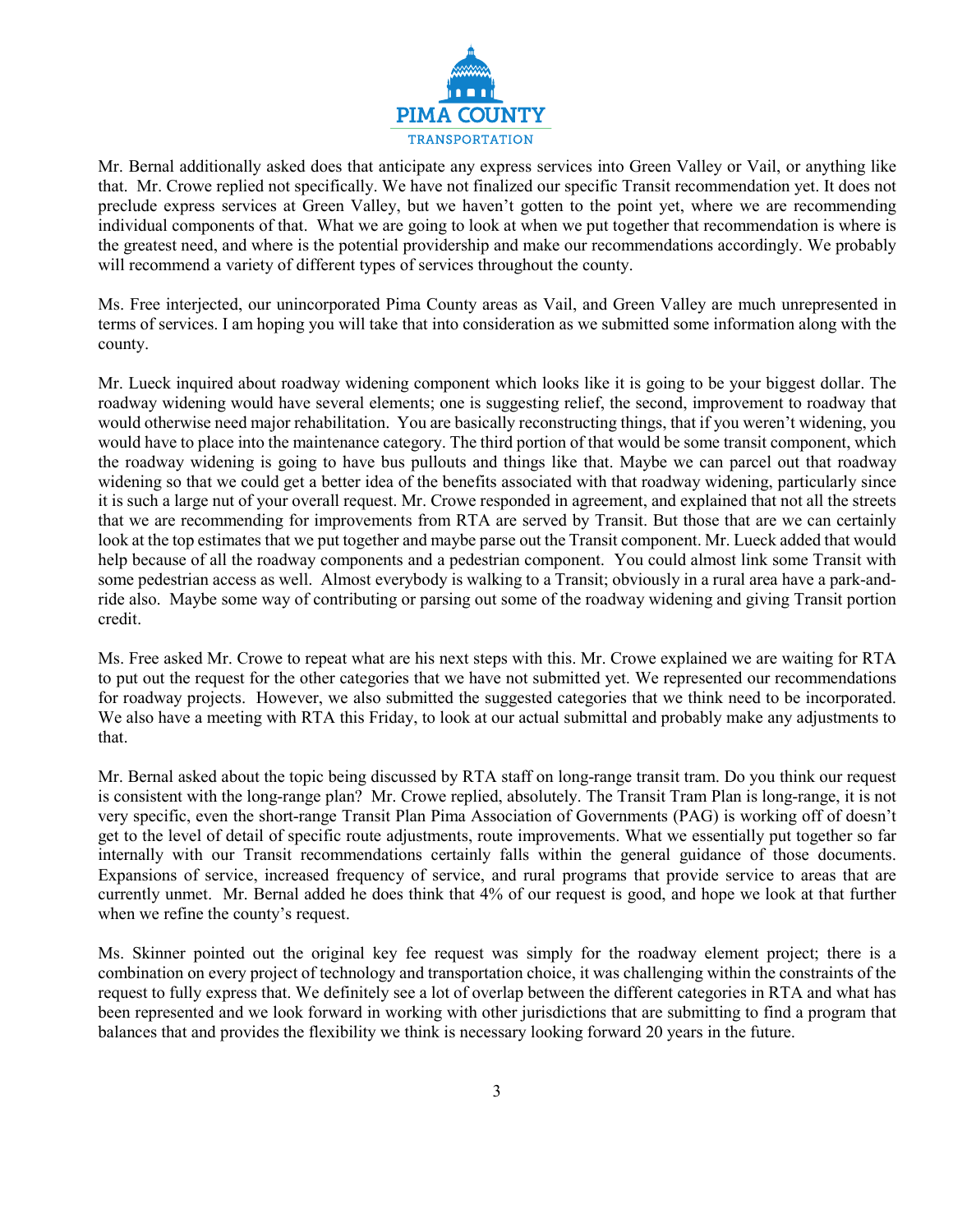Mr. Bernal additionally asked does that anticipate any express services into Green Valley or Vail, or anything like that. Mr. Crowe replied not specifically. We have not finalized our specific Transit recommendation yet. It does not preclude express services at Green Valley, but we haven't gotten to the point yet, where we are recommending individual components of that. What we are going to look at when we put together that recommendation is where is the greatest need, and where is the potential providership and make our recommendations accordingly. We probably will recommend a variety of different types of services throughout the county.

Ms. Free interjected, our unincorporated Pima County areas as Vail, and Green Valley are much unrepresented in terms of services. I am hoping you will take that into consideration as we submitted some information along with the county.

Mr. Lueck inquired about roadway widening component which looks like it is going to be your biggest dollar. The roadway widening would have several elements; one is suggesting relief, the second, improvement to roadway that would otherwise need major rehabilitation. You are basically reconstructing things, that if you weren't widening, you would have to place into the maintenance category. The third portion of that would be some transit component, which the roadway widening is going to have bus pullouts and things like that. Maybe we can parcel out that roadway widening so that we could get a better idea of the benefits associated with that roadway widening, particularly since it is such a large nut of your overall request. Mr. Crowe responded in agreement, and explained that not all the streets that we are recommending for improvements from RTA are served by Transit. But those that are we can certainly look at the top estimates that we put together and maybe parse out the Transit component. Mr. Lueck added that would help because of all the roadway components and a pedestrian component. You could almost link some Transit with some pedestrian access as well. Almost everybody is walking to a Transit; obviously in a rural area have a park-and-ride also. Maybe some way of contributing or parsing out some of the roadway widening and giving Transit portion credit.

Ms. Free asked Mr. Crowe to repeat what are his next steps with this. Mr. Crowe explained we are waiting for RTA to put out the request for the other categories that we have not submitted yet. We represented our recommendations for roadway projects. However, we also submitted the suggested categories that we think need to be incorporated. We also have a meeting with RTA this Friday, to look at our actual submittal and probably make any adjustments to that.

Mr. Bernal asked about the topic being discussed by RTA staff on long-range transit tram. Do you think our request is consistent with the long-range plan? Mr. Crowe replied, absolutely. The Transit Tram Plan is long-range, it is not very specific, even the short-range Transit Plan Pima Association of Governments (PAG) is working off of doesn't get to the level of detail of specific route adjustments, route improvements. What we essentially put together so far internally with our Transit recommendations certainly falls within the general guidance of those documents. Expansions of service, increased frequency of service, and rural programs that provide service to areas that are currently unmet. Mr. Bernal added he does think that 4% of our request is good, and hope we look at that further when we refine the county's request.

Ms. Skinner pointed out the original key fee request was simply for the roadway element project; there is a combination on every project of technology and transportation choice, it was challenging within the constraints of the request to fully express that. We definitely see a lot of overlap between the different categories in RTA and what has been represented and we look forward in working with other jurisdictions that are submitting to find a program that balances that and provides the flexibility we think is necessary looking forward 20 years in the future.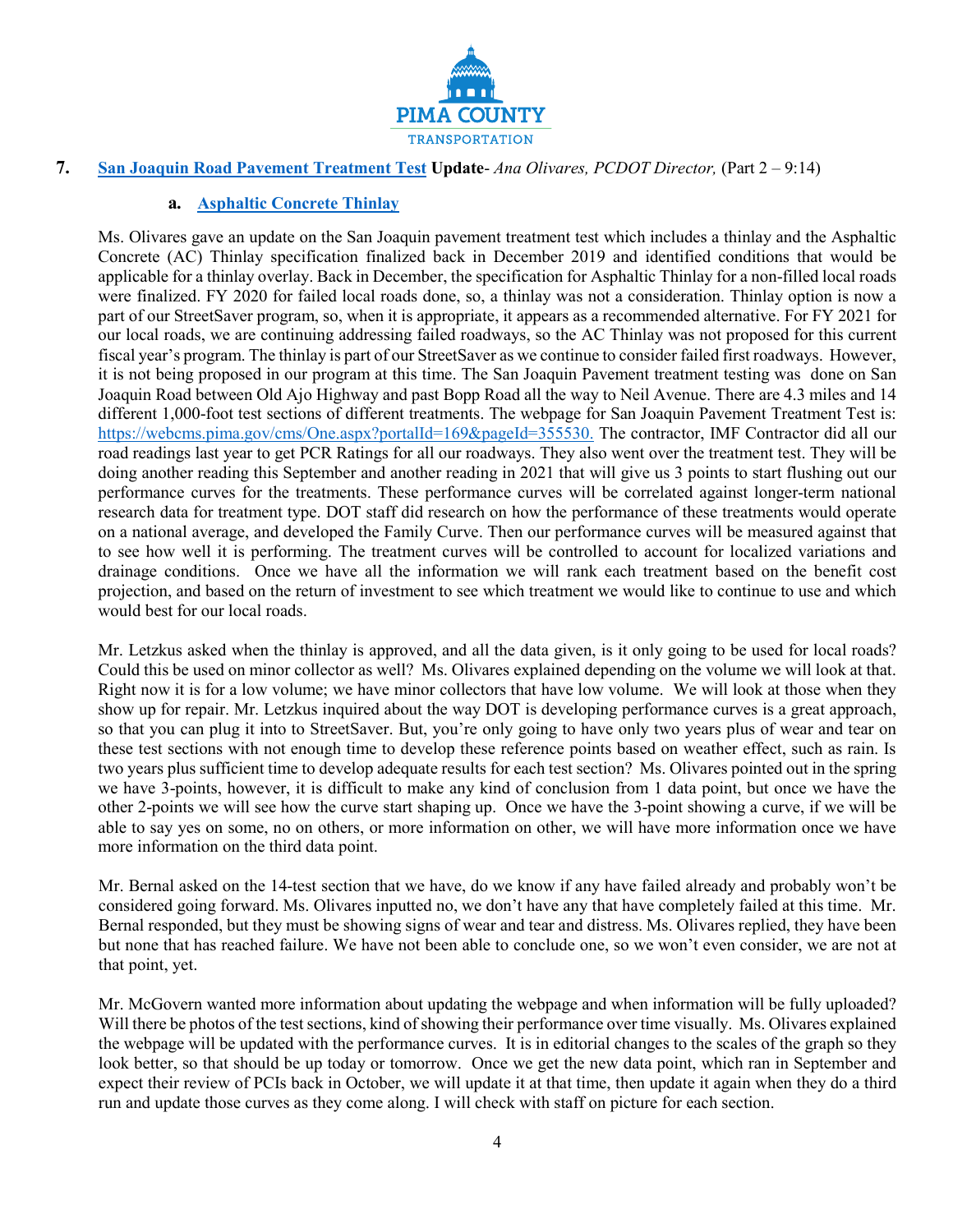**7. [San Joaquin Road Pavement Treatment Test](https://webcms.pima.gov/cms/One.aspx?portalId=169&pageId=355530) Update**- *Ana Olivares, PCDOT Director,* (Part 2 – 9:14)

**a. [Asphaltic Concrete Thinlay]()**

Ms. Olivares gave an update on the San Joaquin pavement treatment test which includes a thinlay and the Asphaltic Concrete (AC) Thinlay specification finalized back in December 2019 and identified conditions that would be applicable for a thinlay overlay. Back in December, the specification for Asphaltic Thinlay for a non-filled local roads were finalized. FY 2020 for failed local roads done, so, a thinlay was not a consideration. Thinlay option is now a part of our StreetSaver program, so, when it is appropriate, it appears as a recommended alternative. For FY 2021 for our local roads, we are continuing addressing failed roadways, so the AC Thinlay was not proposed for this current fiscal year's program. The thinlay is part of our StreetSaver as we continue to consider failed first roadways. However, it is not being proposed in our program at this time. The San Joaquin Pavement treatment testing was done on San Joaquin Road between Old Ajo Highway and past Bopp Road all the way to Neil Avenue. There are 4.3 miles and 14 different 1,000-foot test sections of different treatments. The webpage for San Joaquin Pavement Treatment Test is: [https://webcms.pima.gov/cms/One.aspx?portalId=169&pageId=355530.](https://webcms.pima.gov/cms/One.aspx?portalId=169&pageId=355530) The contractor, IMF Contractor did all our road readings last year to get PCR Ratings for all our roadways. They also went over the treatment test. They will be doing another reading this September and another reading in 2021 that will give us 3 points to start flushing out our performance curves for the treatments. These performance curves will be correlated against longer-term national research data for treatment type. DOT staff did research on how the performance of these treatments would operate on a national average, and developed the Family Curve. Then our performance curves will be measured against that to see how well it is performing. The treatment curves will be controlled to account for localized variations and drainage conditions. Once we have all the information we will rank each treatment based on the benefit cost projection, and based on the return of investment to see which treatment we would like to continue to use and which would best for our local roads.

Mr. Letzkus asked when the thinlay is approved, and all the data given, is it only going to be used for local roads? Could this be used on minor collector as well? Ms. Olivares explained depending on the volume we will look at that. Right now it is for a low volume; we have minor collectors that have low volume. We will look at those when they show up for repair. Mr. Letzkus inquired about the way DOT is developing performance curves is a great approach, so that you can plug it into to StreetSaver. But, you're only going to have only two years plus of wear and tear on these test sections with not enough time to develop these reference points based on weather effect, such as rain. Is two years plus sufficient time to develop adequate results for each test section? Ms. Olivares pointed out in the spring we have 3-points, however, it is difficult to make any kind of conclusion from 1 data point, but once we have the other 2-points we will see how the curve start shaping up. Once we have the 3-point showing a curve, if we will be able to say yes on some, no on others, or more information on other, we will have more information once we have more information on the third data point.

Mr. Bernal asked on the 14-test section that we have, do we know if any have failed already and probably won't be considered going forward. Ms. Olivares inputted no, we don't have any that have completely failed at this time. Mr. Bernal responded, but they must be showing signs of wear and tear and distress. Ms. Olivares replied, they have been but none that has reached failure. We have not been able to conclude one, so we won't even consider, we are not at that point, yet.

Mr. McGovern wanted more information about updating the webpage and when information will be fully uploaded? Will there be photos of the test sections, kind of showing their performance over time visually. Ms. Olivares explained the webpage will be updated with the performance curves. It is in editorial changes to the scales of the graph so they look better, so that should be up today or tomorrow. Once we get the new data point, which ran in September and expect their review of PCIs back in October, we will update it at that time, then update it again when they do a third run and update those curves as they come along. I will check with staff on picture for each section.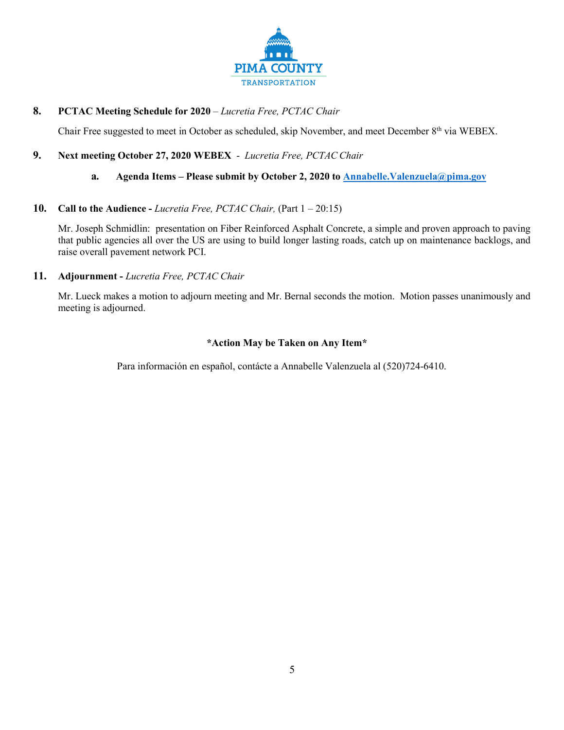**8. PCTAC Meeting Schedule for 2020** – *Lucretia Free, PCTAC Chair*

Chair Free suggested to meet in October as scheduled, skip November, and meet December 8th via WEBEX.

**9. Next meeting October 27, 2020 WEBEX** - *Lucretia Free, PCTAC Chair*

**a. Agenda Items – Please submit by October 2, 2020 to Annabelle.Valenzuela@pima.gov**

**10. Call to the Audience -** *Lucretia Free, PCTAC Chair,* (Part 1 – 20:15)

Mr. Joseph Schmidlin: presentation on Fiber Reinforced Asphalt Concrete, a simple and proven approach to paving that public agencies all over the US are using to build longer lasting roads, catch up on maintenance backlogs, and raise overall pavement network PCI.

**11. Adjournment -** *Lucretia Free, PCTAC Chair*

Mr. Lueck makes a motion to adjourn meeting and Mr. Bernal seconds the motion. Motion passes unanimously and meeting is adjourned.

**\*Action May be Taken on Any Item\***

Para información en español, contácte a Annabelle Valenzuela al (520)724-6410.